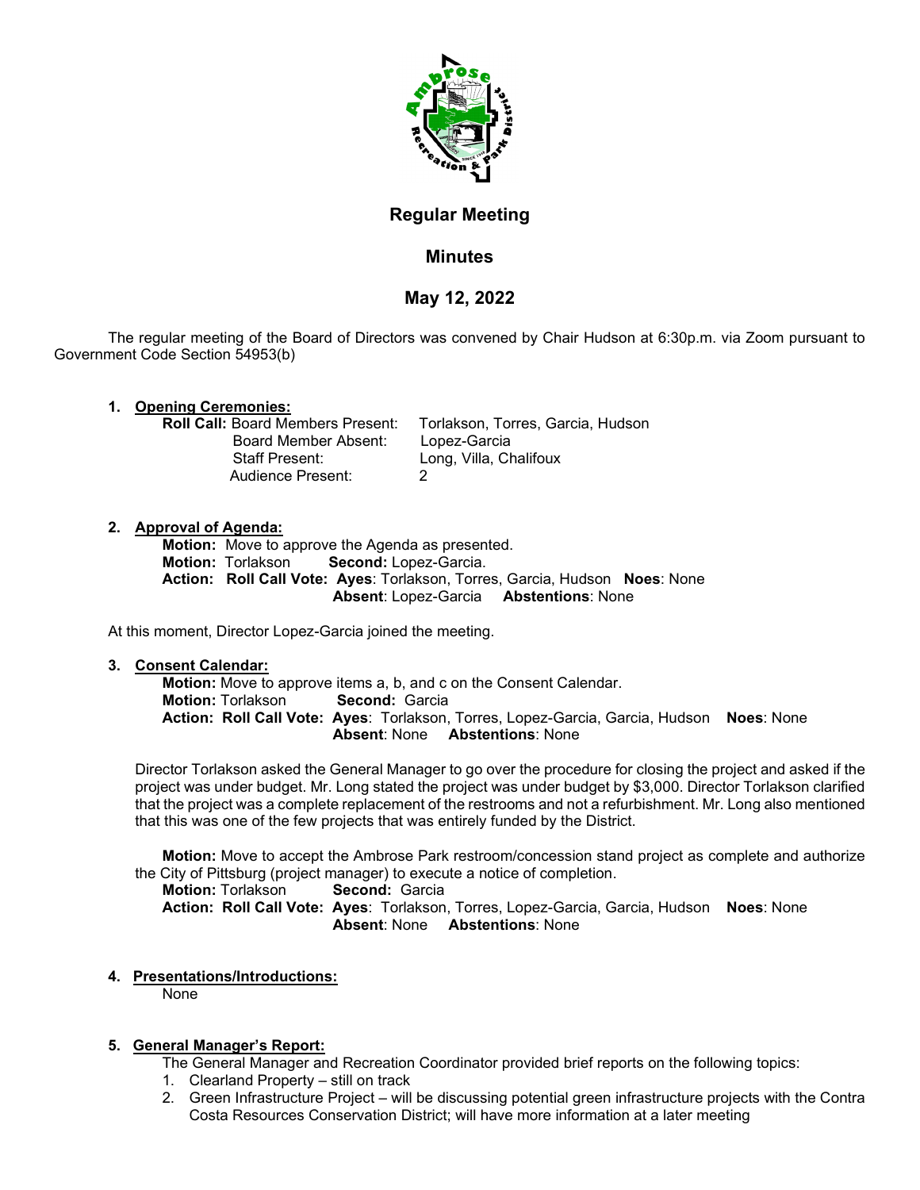# Regular Meeting

## Minutes

## May 12, 2022

The regular meeting of the Board of Directors was convened by Chair Hudson at 6:30p.m. via Zoom pursuant to Government Code Section 54953(b)

1. **Opening Ceremonies:**

   **Roll Call:** Board Members Present: Torlakson, Torres, Garcia, Hudson
   Board Member Absent: Lopez-Garcia
   Staff Present: Long, Villa, Chalifoux
   Audience Present: 2

2. **Approval of Agenda:**

   **Motion:** Move to approve the Agenda as presented.
   **Motion:** Torlakson **Second:** Lopez-Garcia.
   **Action: Roll Call Vote: Ayes**: Torlakson, Torres, Garcia, Hudson **Noes**: None
   **Absent**: Lopez-Garcia **Abstentions**: None

At this moment, Director Lopez-Garcia joined the meeting.

3. **Consent Calendar:**

   **Motion:** Move to approve items a, b, and c on the Consent Calendar.
   **Motion:** Torlakson **Second:** Garcia
   **Action: Roll Call Vote: Ayes**: Torlakson, Torres, Lopez-Garcia, Garcia, Hudson **Noes**: None
   **Absent**: None **Abstentions**: None

   Director Torlakson asked the General Manager to go over the procedure for closing the project and asked if the project was under budget. Mr. Long stated the project was under budget by $3,000. Director Torlakson clarified that the project was a complete replacement of the restrooms and not a refurbishment. Mr. Long also mentioned that this was one of the few projects that was entirely funded by the District.

   **Motion:** Move to accept the Ambrose Park restroom/concession stand project as complete and authorize the City of Pittsburg (project manager) to execute a notice of completion.
   **Motion:** Torlakson **Second:** Garcia
   **Action: Roll Call Vote: Ayes**: Torlakson, Torres, Lopez-Garcia, Garcia, Hudson **Noes**: None
   **Absent**: None **Abstentions**: None

4. **Presentations/Introductions:**

   None

5. **General Manager's Report:**

   The General Manager and Recreation Coordinator provided brief reports on the following topics:

   1. Clearland Property – still on track
   2. Green Infrastructure Project – will be discussing potential green infrastructure projects with the Contra Costa Resources Conservation District; will have more information at a later meeting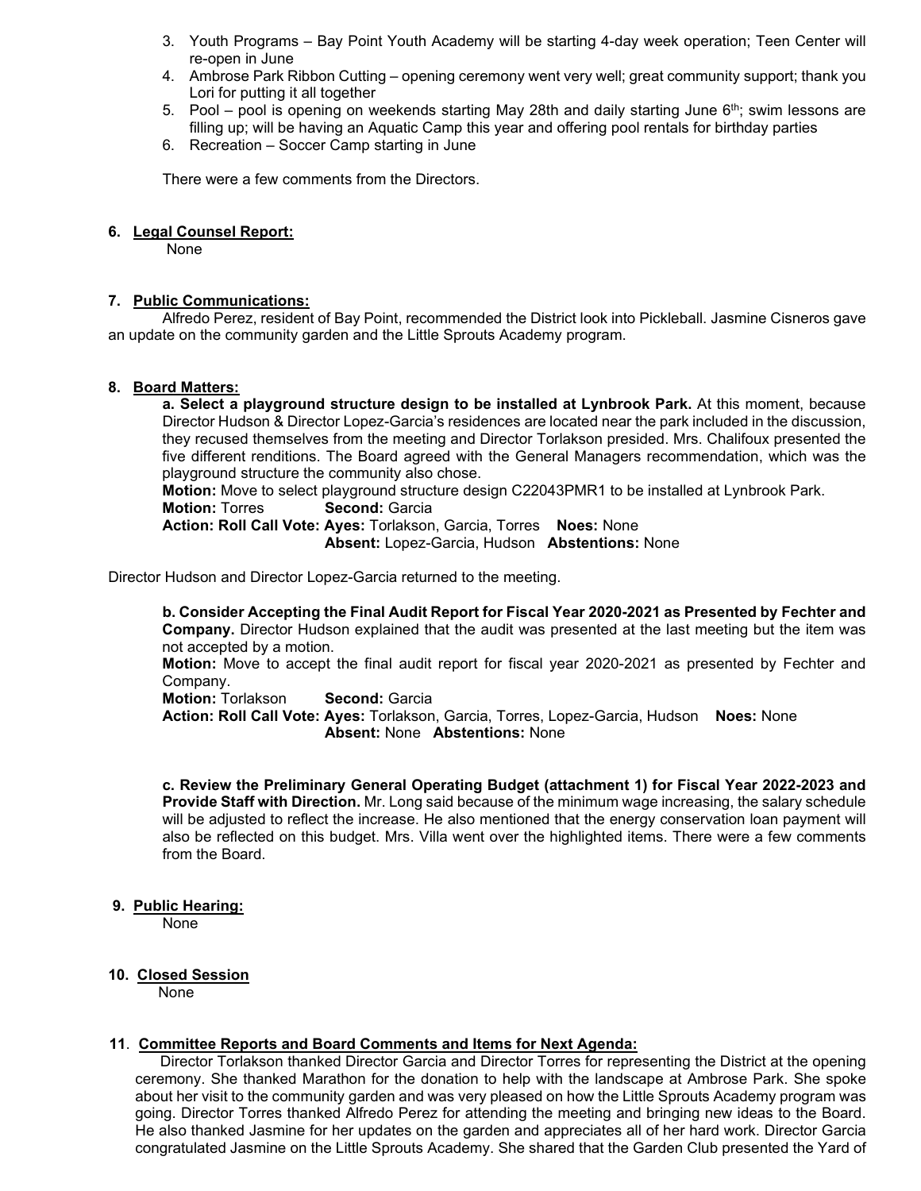3. Youth Programs – Bay Point Youth Academy will be starting 4-day week operation; Teen Center will re-open in June
4. Ambrose Park Ribbon Cutting – opening ceremony went very well; great community support; thank you Lori for putting it all together
5. Pool – pool is opening on weekends starting May 28th and daily starting June 6th; swim lessons are filling up; will be having an Aquatic Camp this year and offering pool rentals for birthday parties
6. Recreation – Soccer Camp starting in June

There were a few comments from the Directors.

**6. Legal Counsel Report:**

None

**7. Public Communications:**

Alfredo Perez, resident of Bay Point, recommended the District look into Pickleball. Jasmine Cisneros gave an update on the community garden and the Little Sprouts Academy program.

**8. Board Matters:**

**a. Select a playground structure design to be installed at Lynbrook Park.** At this moment, because Director Hudson & Director Lopez-Garcia's residences are located near the park included in the discussion, they recused themselves from the meeting and Director Torlakson presided. Mrs. Chalifoux presented the five different renditions. The Board agreed with the General Managers recommendation, which was the playground structure the community also chose.

**Motion:** Move to select playground structure design C22043PMR1 to be installed at Lynbrook Park.

**Motion:** Torres **Second:** Garcia

**Action: Roll Call Vote: Ayes:** Torlakson, Garcia, Torres **Noes:** None
**Absent:** Lopez-Garcia, Hudson **Abstentions:** None

Director Hudson and Director Lopez-Garcia returned to the meeting.

**b. Consider Accepting the Final Audit Report for Fiscal Year 2020-2021 as Presented by Fechter and Company.** Director Hudson explained that the audit was presented at the last meeting but the item was not accepted by a motion.

**Motion:** Move to accept the final audit report for fiscal year 2020-2021 as presented by Fechter and Company.

**Motion:** Torlakson **Second:** Garcia

**Action: Roll Call Vote: Ayes:** Torlakson, Garcia, Torres, Lopez-Garcia, Hudson **Noes:** None
**Absent:** None **Abstentions:** None

**c. Review the Preliminary General Operating Budget (attachment 1) for Fiscal Year 2022-2023 and Provide Staff with Direction.** Mr. Long said because of the minimum wage increasing, the salary schedule will be adjusted to reflect the increase. He also mentioned that the energy conservation loan payment will also be reflected on this budget. Mrs. Villa went over the highlighted items. There were a few comments from the Board.

**9. Public Hearing:**

None

**10. Closed Session**

None

**11. Committee Reports and Board Comments and Items for Next Agenda:**

Director Torlakson thanked Director Garcia and Director Torres for representing the District at the opening ceremony. She thanked Marathon for the donation to help with the landscape at Ambrose Park. She spoke about her visit to the community garden and was very pleased on how the Little Sprouts Academy program was going. Director Torres thanked Alfredo Perez for attending the meeting and bringing new ideas to the Board. He also thanked Jasmine for her updates on the garden and appreciates all of her hard work. Director Garcia congratulated Jasmine on the Little Sprouts Academy. She shared that the Garden Club presented the Yard of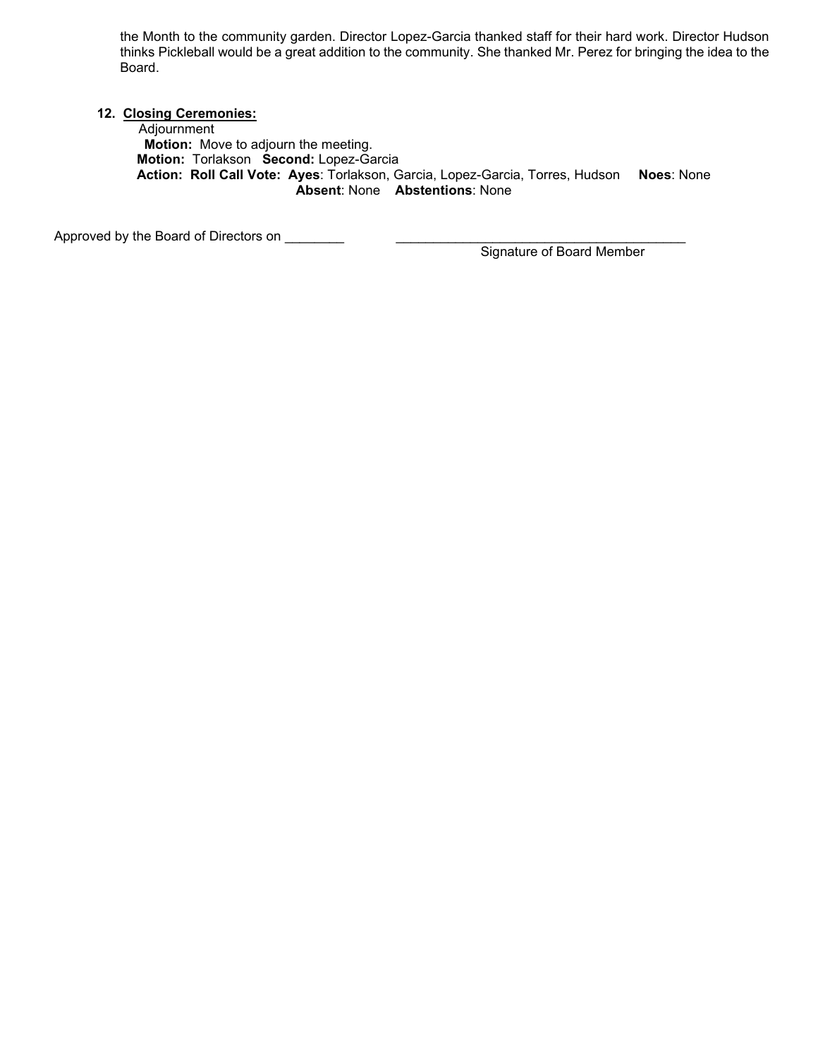the Month to the community garden. Director Lopez-Garcia thanked staff for their hard work. Director Hudson thinks Pickleball would be a great addition to the community. She thanked Mr. Perez for bringing the idea to the Board.

**12. Closing Ceremonies:**

Adjournment

**Motion:** Move to adjourn the meeting.

**Motion:** Torlakson **Second:** Lopez-Garcia

**Action: Roll Call Vote: Ayes**: Torlakson, Garcia, Lopez-Garcia, Torres, Hudson **Noes**: None **Absent**: None **Abstentions**: None

Approved by the Board of Directors on ________ ________________________________________

Signature of Board Member